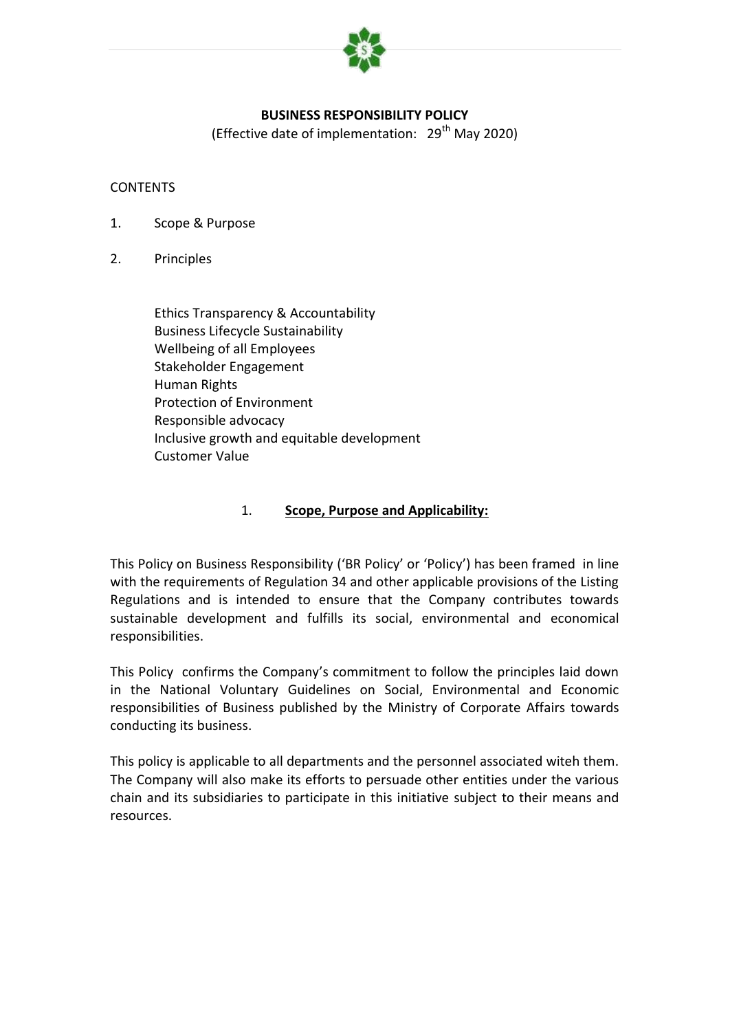# BUSINESS RESPONSIBILITY POLICY

(Effective date of implementation: 29th May 2020)

CONTENTS

1. Scope & Purpose
2. Principles

   Ethics Transparency & Accountability
   Business Lifecycle Sustainability
   Wellbeing of all Employees
   Stakeholder Engagement
   Human Rights
   Protection of Environment
   Responsible advocacy
   Inclusive growth and equitable development
   Customer Value

## 1. **Scope, Purpose and Applicability:**

This Policy on Business Responsibility ('BR Policy' or 'Policy') has been framed in line with the requirements of Regulation 34 and other applicable provisions of the Listing Regulations and is intended to ensure that the Company contributes towards sustainable development and fulfills its social, environmental and economical responsibilities.

This Policy confirms the Company's commitment to follow the principles laid down in the National Voluntary Guidelines on Social, Environmental and Economic responsibilities of Business published by the Ministry of Corporate Affairs towards conducting its business.

This policy is applicable to all departments and the personnel associated witeh them. The Company will also make its efforts to persuade other entities under the various chain and its subsidiaries to participate in this initiative subject to their means and resources.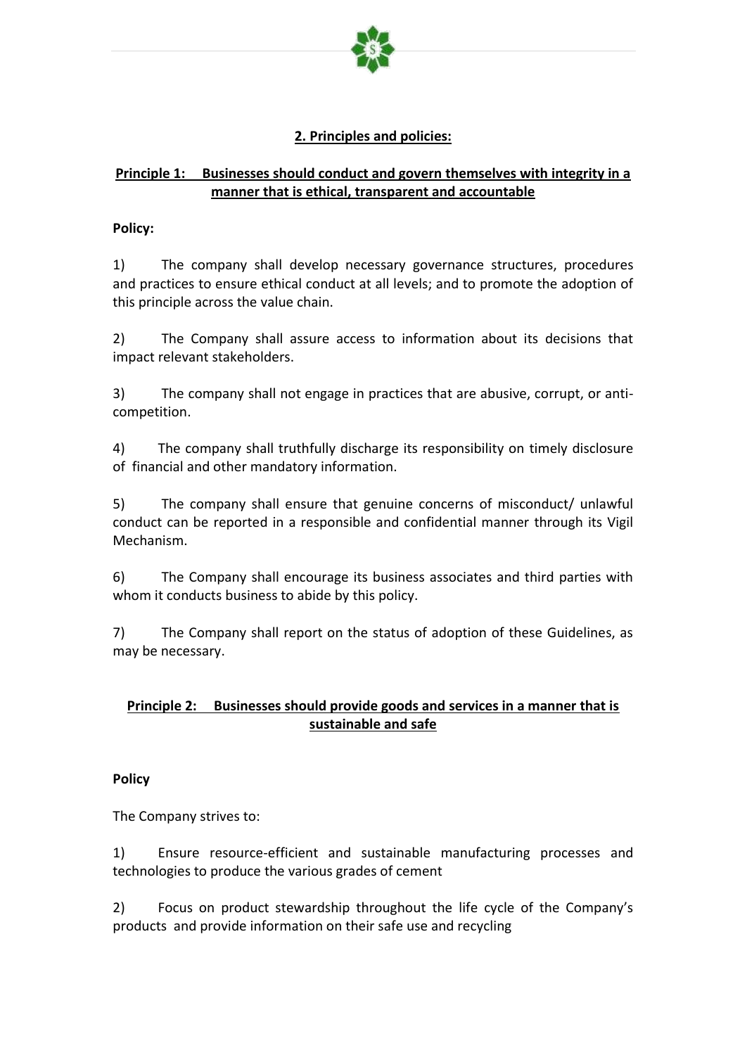## 2. Principles and policies:

### Principle 1: Businesses should conduct and govern themselves with integrity in a manner that is ethical, transparent and accountable

**Policy:**

1) The company shall develop necessary governance structures, procedures and practices to ensure ethical conduct at all levels; and to promote the adoption of this principle across the value chain.

2) The Company shall assure access to information about its decisions that impact relevant stakeholders.

3) The company shall not engage in practices that are abusive, corrupt, or anti-competition.

4) The company shall truthfully discharge its responsibility on timely disclosure of financial and other mandatory information.

5) The company shall ensure that genuine concerns of misconduct/ unlawful conduct can be reported in a responsible and confidential manner through its Vigil Mechanism.

6) The Company shall encourage its business associates and third parties with whom it conducts business to abide by this policy.

7) The Company shall report on the status of adoption of these Guidelines, as may be necessary.

### Principle 2: Businesses should provide goods and services in a manner that is sustainable and safe

**Policy**

The Company strives to:

1) Ensure resource-efficient and sustainable manufacturing processes and technologies to produce the various grades of cement

2) Focus on product stewardship throughout the life cycle of the Company's products and provide information on their safe use and recycling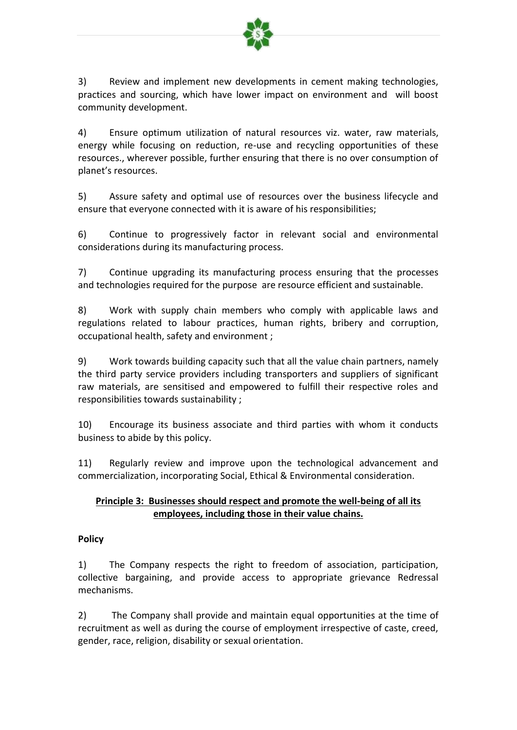3) Review and implement new developments in cement making technologies, practices and sourcing, which have lower impact on environment and will boost community development.

4) Ensure optimum utilization of natural resources viz. water, raw materials, energy while focusing on reduction, re-use and recycling opportunities of these resources., wherever possible, further ensuring that there is no over consumption of planet's resources.

5) Assure safety and optimal use of resources over the business lifecycle and ensure that everyone connected with it is aware of his responsibilities;

6) Continue to progressively factor in relevant social and environmental considerations during its manufacturing process.

7) Continue upgrading its manufacturing process ensuring that the processes and technologies required for the purpose are resource efficient and sustainable.

8) Work with supply chain members who comply with applicable laws and regulations related to labour practices, human rights, bribery and corruption, occupational health, safety and environment ;

9) Work towards building capacity such that all the value chain partners, namely the third party service providers including transporters and suppliers of significant raw materials, are sensitised and empowered to fulfill their respective roles and responsibilities towards sustainability ;

10) Encourage its business associate and third parties with whom it conducts business to abide by this policy.

11) Regularly review and improve upon the technological advancement and commercialization, incorporating Social, Ethical & Environmental consideration.

## Principle 3: Businesses should respect and promote the well-being of all its employees, including those in their value chains.

**Policy**

1) The Company respects the right to freedom of association, participation, collective bargaining, and provide access to appropriate grievance Redressal mechanisms.

2) The Company shall provide and maintain equal opportunities at the time of recruitment as well as during the course of employment irrespective of caste, creed, gender, race, religion, disability or sexual orientation.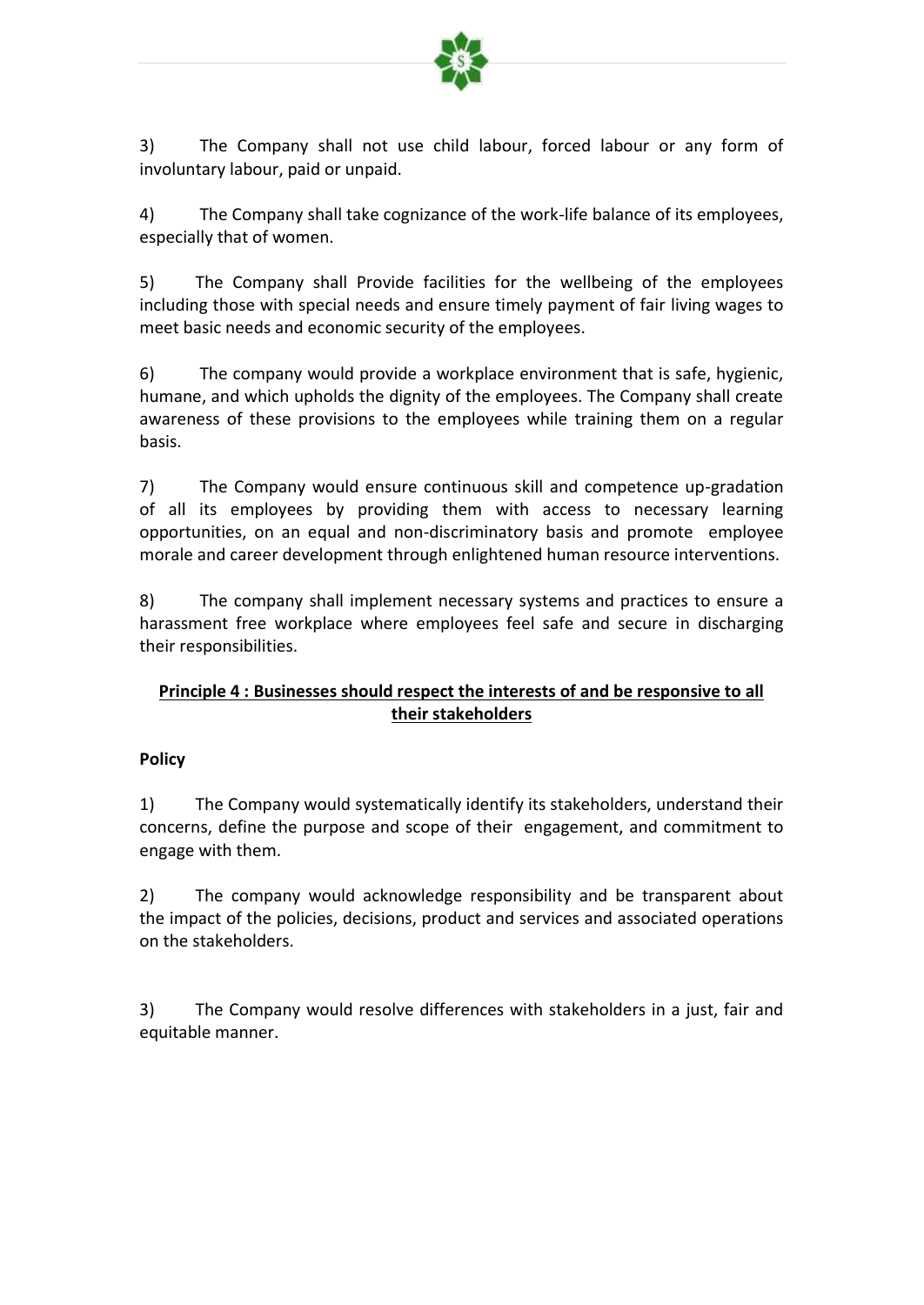3) The Company shall not use child labour, forced labour or any form of involuntary labour, paid or unpaid.

4) The Company shall take cognizance of the work-life balance of its employees, especially that of women.

5) The Company shall Provide facilities for the wellbeing of the employees including those with special needs and ensure timely payment of fair living wages to meet basic needs and economic security of the employees.

6) The company would provide a workplace environment that is safe, hygienic, humane, and which upholds the dignity of the employees. The Company shall create awareness of these provisions to the employees while training them on a regular basis.

7) The Company would ensure continuous skill and competence up-gradation of all its employees by providing them with access to necessary learning opportunities, on an equal and non-discriminatory basis and promote employee morale and career development through enlightened human resource interventions.

8) The company shall implement necessary systems and practices to ensure a harassment free workplace where employees feel safe and secure in discharging their responsibilities.

## **Principle 4 : Businesses should respect the interests of and be responsive to all their stakeholders**

**Policy**

1) The Company would systematically identify its stakeholders, understand their concerns, define the purpose and scope of their engagement, and commitment to engage with them.

2) The company would acknowledge responsibility and be transparent about the impact of the policies, decisions, product and services and associated operations on the stakeholders.

3) The Company would resolve differences with stakeholders in a just, fair and equitable manner.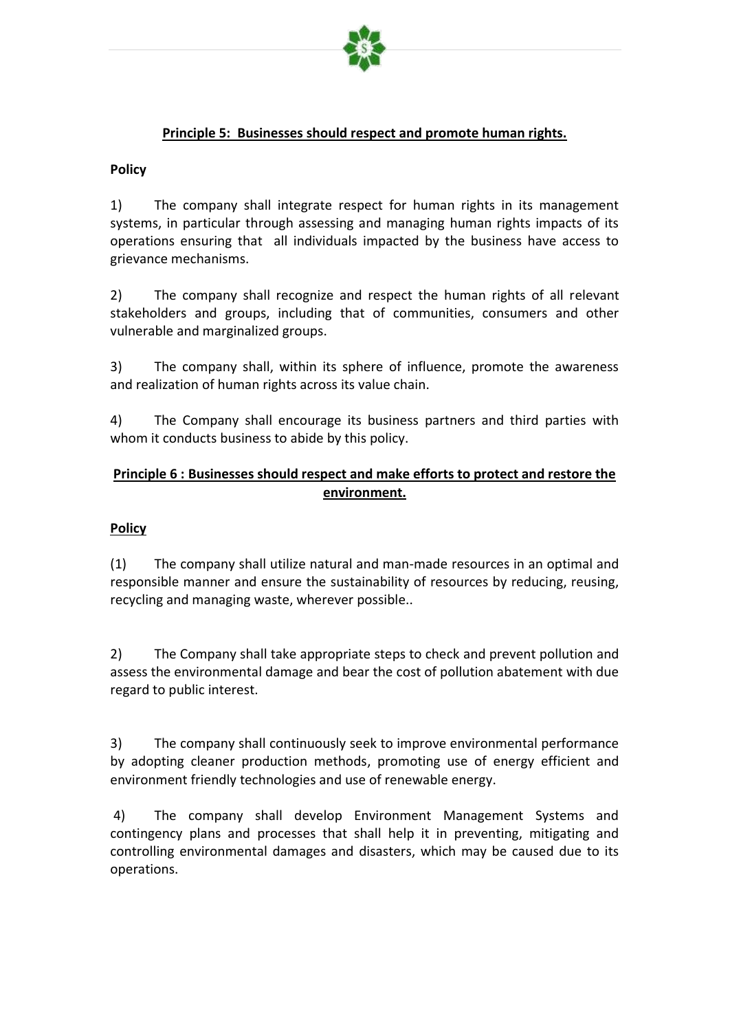## Principle 5: Businesses should respect and promote human rights.

**Policy**

1) The company shall integrate respect for human rights in its management systems, in particular through assessing and managing human rights impacts of its operations ensuring that all individuals impacted by the business have access to grievance mechanisms.

2) The company shall recognize and respect the human rights of all relevant stakeholders and groups, including that of communities, consumers and other vulnerable and marginalized groups.

3) The company shall, within its sphere of influence, promote the awareness and realization of human rights across its value chain.

4) The Company shall encourage its business partners and third parties with whom it conducts business to abide by this policy.

## Principle 6 : Businesses should respect and make efforts to protect and restore the environment.

**Policy**

(1) The company shall utilize natural and man-made resources in an optimal and responsible manner and ensure the sustainability of resources by reducing, reusing, recycling and managing waste, wherever possible..

2) The Company shall take appropriate steps to check and prevent pollution and assess the environmental damage and bear the cost of pollution abatement with due regard to public interest.

3) The company shall continuously seek to improve environmental performance by adopting cleaner production methods, promoting use of energy efficient and environment friendly technologies and use of renewable energy.

4) The company shall develop Environment Management Systems and contingency plans and processes that shall help it in preventing, mitigating and controlling environmental damages and disasters, which may be caused due to its operations.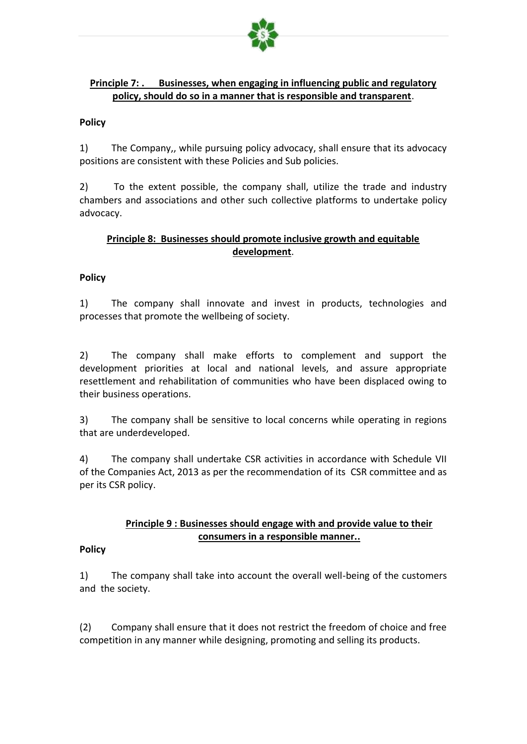**Principle 7: . Businesses, when engaging in influencing public and regulatory policy, should do so in a manner that is responsible and transparent**.

**Policy**

1) The Company,, while pursuing policy advocacy, shall ensure that its advocacy positions are consistent with these Policies and Sub policies.

2) To the extent possible, the company shall, utilize the trade and industry chambers and associations and other such collective platforms to undertake policy advocacy.

**Principle 8: Businesses should promote inclusive growth and equitable development**.

**Policy**

1) The company shall innovate and invest in products, technologies and processes that promote the wellbeing of society.

2) The company shall make efforts to complement and support the development priorities at local and national levels, and assure appropriate resettlement and rehabilitation of communities who have been displaced owing to their business operations.

3) The company shall be sensitive to local concerns while operating in regions that are underdeveloped.

4) The company shall undertake CSR activities in accordance with Schedule VII of the Companies Act, 2013 as per the recommendation of its CSR committee and as per its CSR policy.

**Principle 9 : Businesses should engage with and provide value to their consumers in a responsible manner..**

**Policy**

1) The company shall take into account the overall well-being of the customers and the society.

(2) Company shall ensure that it does not restrict the freedom of choice and free competition in any manner while designing, promoting and selling its products.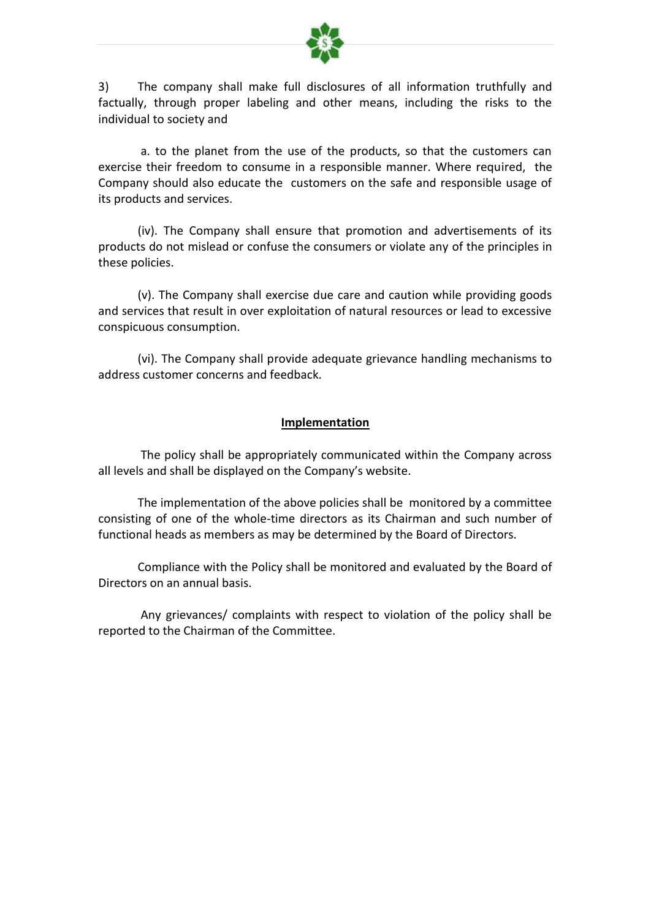3) The company shall make full disclosures of all information truthfully and factually, through proper labeling and other means, including the risks to the individual to society and

a. to the planet from the use of the products, so that the customers can exercise their freedom to consume in a responsible manner. Where required, the Company should also educate the customers on the safe and responsible usage of its products and services.

(iv). The Company shall ensure that promotion and advertisements of its products do not mislead or confuse the consumers or violate any of the principles in these policies.

(v). The Company shall exercise due care and caution while providing goods and services that result in over exploitation of natural resources or lead to excessive conspicuous consumption.

(vi). The Company shall provide adequate grievance handling mechanisms to address customer concerns and feedback.

## Implementation

The policy shall be appropriately communicated within the Company across all levels and shall be displayed on the Company's website.

The implementation of the above policies shall be monitored by a committee consisting of one of the whole-time directors as its Chairman and such number of functional heads as members as may be determined by the Board of Directors.

Compliance with the Policy shall be monitored and evaluated by the Board of Directors on an annual basis.

Any grievances/ complaints with respect to violation of the policy shall be reported to the Chairman of the Committee.